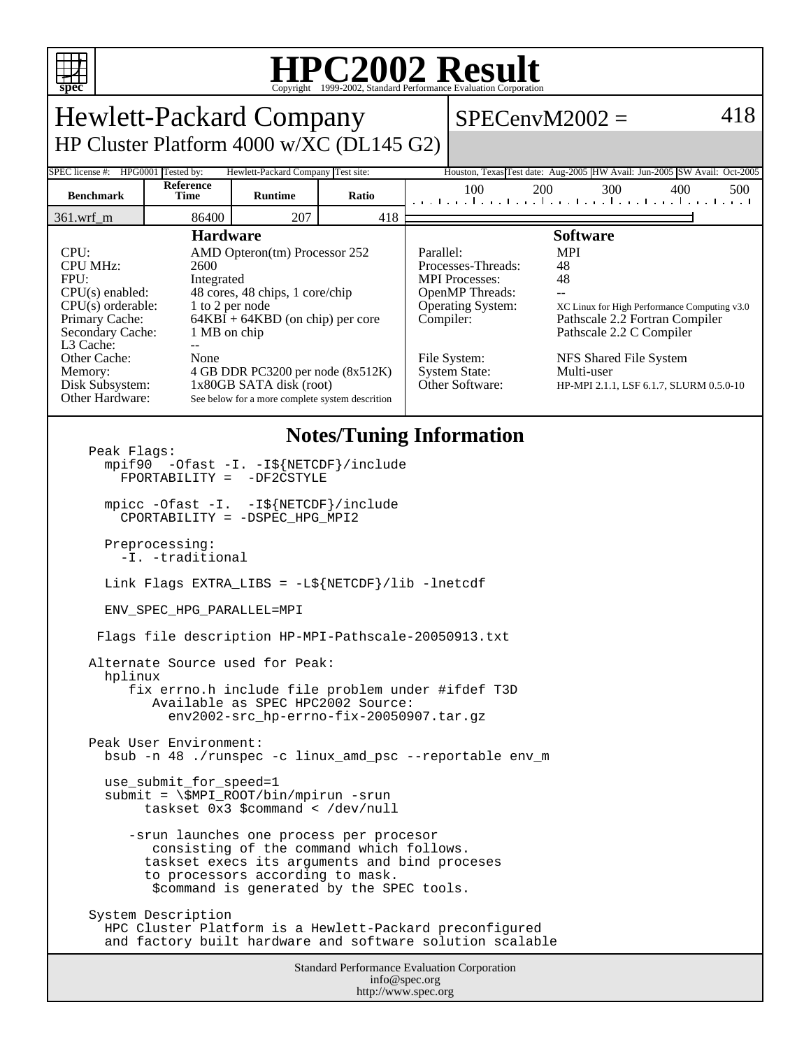# HPC2002 Result

Copyright 1999-2002, Standard Performance Evaluation Corporation

## Hewlett-Packard Company

### HP Cluster Platform 4000 w/XC (DL145 G2)

SPECenvM2002 = 418

| SPEC license #: | HPG0001 | Tested by: | Hewlett-Packard Company | Test site: | Houston, Texas | Test date: | Aug-2005 | HW Avail: | Jun-2005 | SW Avail: | Oct-2005 |
|---|---|---|---|---|---|---|---|---|---|---|---|

| Benchmark | Reference Time | Runtime | Ratio |
|---|---|---|---|
| 361.wrf_m | 86400 | 207 | 418 |

### Hardware

| | |
|---|---|
| CPU: | AMD Opteron(tm) Processor 252 |
| CPU MHz: | 2600 |
| FPU: | Integrated |
| CPU(s) enabled: | 48 cores, 48 chips, 1 core/chip |
| CPU(s) orderable: | 1 to 2 per node |
| Primary Cache: | 64KBI + 64KBD (on chip) per core |
| Secondary Cache: | 1 MB on chip |
| L3 Cache: | -- |
| Other Cache: | None |
| Memory: | 4 GB DDR PC3200 per node (8x512K) |
| Disk Subsystem: | 1x80GB SATA disk (root) |
| Other Hardware: | See below for a more complete system descrition |

### Software

| | |
|---|---|
| Parallel: | MPI |
| Processes-Threads: | 48 |
| MPI Processes: | 48 |
| OpenMP Threads: | -- |
| Operating System: | XC Linux for High Performance Computing v3.0 |
| Compiler: | Pathscale 2.2 Fortran Compiler<br>Pathscale 2.2 C Compiler |
| File System: | NFS Shared File System |
| System State: | Multi-user |
| Other Software: | HP-MPI 2.1.1, LSF 6.1.7, SLURM 0.5.0-10 |

### Notes/Tuning Information

```
Peak Flags:
  mpif90  -Ofast -I. -I${NETCDF}/include
    FPORTABILITY =  -DF2CSTYLE

  mpicc -Ofast -I.  -I${NETCDF}/include
    CPORTABILITY = -DSPEC_HPG_MPI2

  Preprocessing:
    -I. -traditional

  Link Flags EXTRA_LIBS = -L${NETCDF}/lib -lnetcdf

  ENV_SPEC_HPG_PARALLEL=MPI

 Flags file description HP-MPI-Pathscale-20050913.txt

Alternate Source used for Peak:
  hplinux
     fix errno.h include file problem under #ifdef T3D
        Available as SPEC HPC2002 Source:
          env2002-src_hp-errno-fix-20050907.tar.gz

Peak User Environment:
  bsub -n 48 ./runspec -c linux_amd_psc --reportable env_m

  use_submit_for_speed=1
  submit = \$MPI_ROOT/bin/mpirun -srun
       taskset 0x3 $command < /dev/null

     -srun launches one process per procesor
        consisting of the command which follows.
       taskset execs its arguments and bind proceses
       to processors according to mask.
        $command is generated by the SPEC tools.

System Description
  HPC Cluster Platform is a Hewlett-Packard preconfigured
  and factory built hardware and software solution scalable
```

Standard Performance Evaluation Corporation
info@spec.org
http://www.spec.org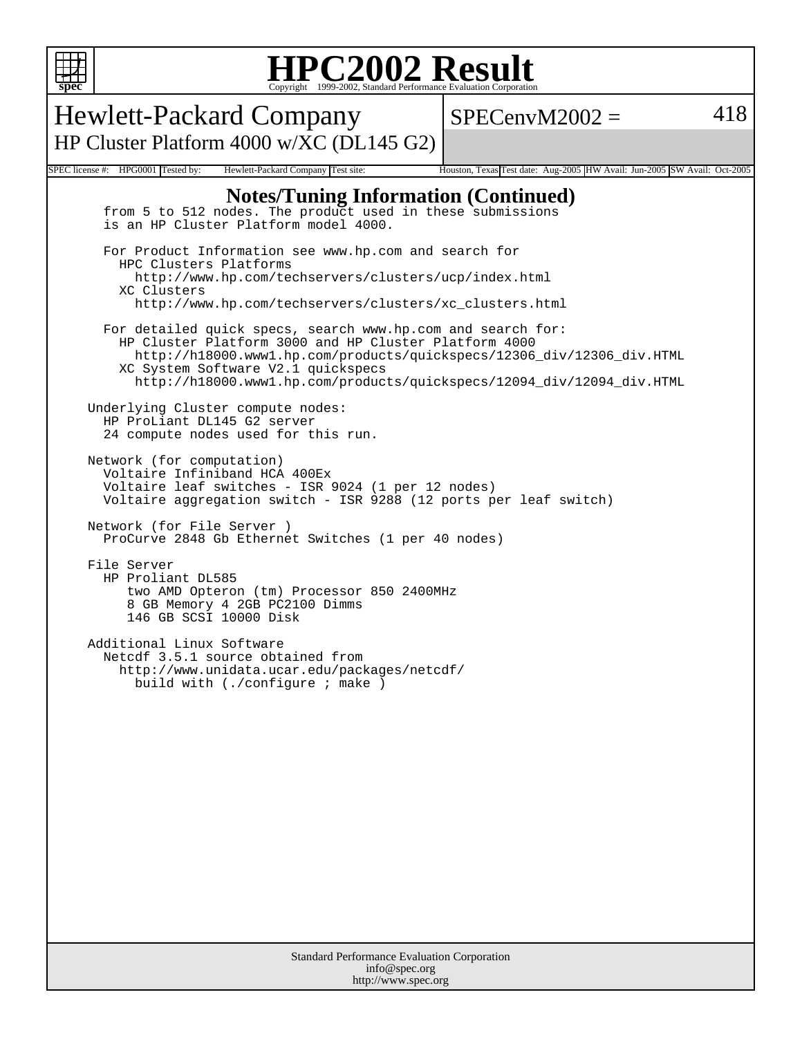# HPC2002 Result

Copyright 1999-2002, Standard Performance Evaluation Corporation

## Hewlett-Packard Company

HP Cluster Platform 4000 w/XC (DL145 G2)

SPECenvM2002 = 418

SPEC license #: HPG0001 | Tested by: Hewlett-Packard Company | Test site: Houston, Texas | Test date: Aug-2005 | HW Avail: Jun-2005 | SW Avail: Oct-2005

### Notes/Tuning Information (Continued)

```
    from 5 to 512 nodes. The product used in these submissions
    is an HP Cluster Platform model 4000.

    For Product Information see www.hp.com and search for
      HPC Clusters Platforms
        http://www.hp.com/techservers/clusters/ucp/index.html
      XC Clusters
        http://www.hp.com/techservers/clusters/xc_clusters.html

    For detailed quick specs, search www.hp.com and search for:
      HP Cluster Platform 3000 and HP Cluster Platform 4000
        http://h18000.www1.hp.com/products/quickspecs/12306_div/12306_div.HTML
      XC System Software V2.1 quickspecs
        http://h18000.www1.hp.com/products/quickspecs/12094_div/12094_div.HTML

  Underlying Cluster compute nodes:
    HP ProLiant DL145 G2 server
    24 compute nodes used for this run.

  Network (for computation)
    Voltaire Infiniband HCA 400Ex
    Voltaire leaf switches - ISR 9024 (1 per 12 nodes)
    Voltaire aggregation switch - ISR 9288 (12 ports per leaf switch)

  Network (for File Server )
    ProCurve 2848 Gb Ethernet Switches (1 per 40 nodes)

  File Server
    HP Proliant DL585
       two AMD Opteron (tm) Processor 850 2400MHz
       8 GB Memory 4 2GB PC2100 Dimms
       146 GB SCSI 10000 Disk

  Additional Linux Software
    Netcdf 3.5.1 source obtained from
      http://www.unidata.ucar.edu/packages/netcdf/
        build with (./configure ; make )
```

Standard Performance Evaluation Corporation
info@spec.org
http://www.spec.org